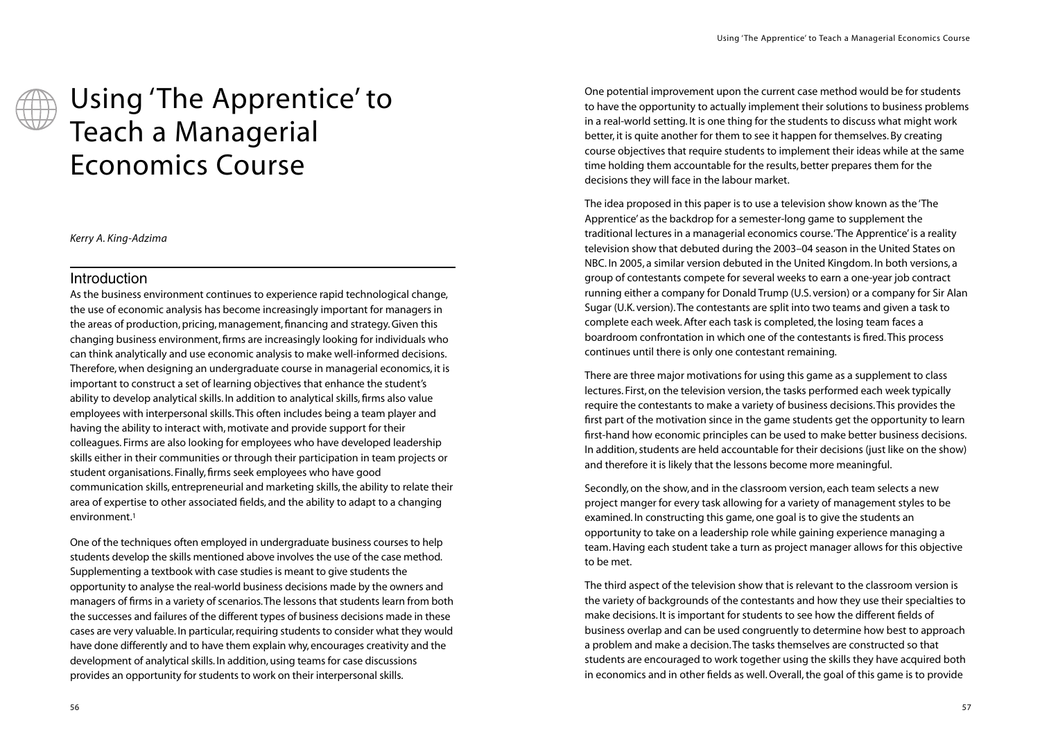# Using 'The Apprentice' to Teach a Managerial Economics Course

*Kerry A. King-Adzima*

## Introduction

As the business environment continues to experience rapid technological change, the use of economic analysis has become increasingly important for managers in the areas of production, pricing, management, financing and strategy. Given this changing business environment, firms are increasingly looking for individuals who can think analytically and use economic analysis to make well-informed decisions. Therefore, when designing an undergraduate course in managerial economics, it is important to construct a set of learning objectives that enhance the student's ability to develop analytical skills. In addition to analytical skills, firms also value employees with interpersonal skills. This often includes being a team player and having the ability to interact with, motivate and provide support for their colleagues. Firms are also looking for employees who have developed leadership skills either in their communities or through their participation in team projects or student organisations. Finally, firms seek employees who have good communication skills, entrepreneurial and marketing skills, the ability to relate their area of expertise to other associated fields, and the ability to adapt to a changing environment.[1]

One of the techniques often employed in undergraduate business courses to help students develop the skills mentioned above involves the use of the case method. Supplementing a textbook with case studies is meant to give students the opportunity to analyse the real-world business decisions made by the owners and managers of firms in a variety of scenarios. The lessons that students learn from both the successes and failures of the different types of business decisions made in these cases are very valuable. In particular, requiring students to consider what they would have done differently and to have them explain why, encourages creativity and the development of analytical skills. In addition, using teams for case discussions provides an opportunity for students to work on their interpersonal skills.

One potential improvement upon the current case method would be for students to have the opportunity to actually implement their solutions to business problems in a real-world setting. It is one thing for the students to discuss what might work better, it is quite another for them to see it happen for themselves. By creating course objectives that require students to implement their ideas while at the same time holding them accountable for the results, better prepares them for the decisions they will face in the labour market.

The idea proposed in this paper is to use a television show known as the 'The Apprentice' as the backdrop for a semester-long game to supplement the traditional lectures in a managerial economics course. 'The Apprentice' is a reality television show that debuted during the 2003–04 season in the United States on NBC. In 2005, a similar version debuted in the United Kingdom. In both versions, a group of contestants compete for several weeks to earn a one-year job contract running either a company for Donald Trump (U.S. version) or a company for Sir Alan Sugar (U.K. version). The contestants are split into two teams and given a task to complete each week. After each task is completed, the losing team faces a boardroom confrontation in which one of the contestants is fired. This process continues until there is only one contestant remaining.

There are three major motivations for using this game as a supplement to class lectures. First, on the television version, the tasks performed each week typically require the contestants to make a variety of business decisions. This provides the first part of the motivation since in the game students get the opportunity to learn first-hand how economic principles can be used to make better business decisions. In addition, students are held accountable for their decisions (just like on the show) and therefore it is likely that the lessons become more meaningful.

Secondly, on the show, and in the classroom version, each team selects a new project manger for every task allowing for a variety of management styles to be examined. In constructing this game, one goal is to give the students an opportunity to take on a leadership role while gaining experience managing a team. Having each student take a turn as project manager allows for this objective to be met.

The third aspect of the television show that is relevant to the classroom version is the variety of backgrounds of the contestants and how they use their specialties to make decisions. It is important for students to see how the different fields of business overlap and can be used congruently to determine how best to approach a problem and make a decision. The tasks themselves are constructed so that students are encouraged to work together using the skills they have acquired both in economics and in other fields as well. Overall, the goal of this game is to provide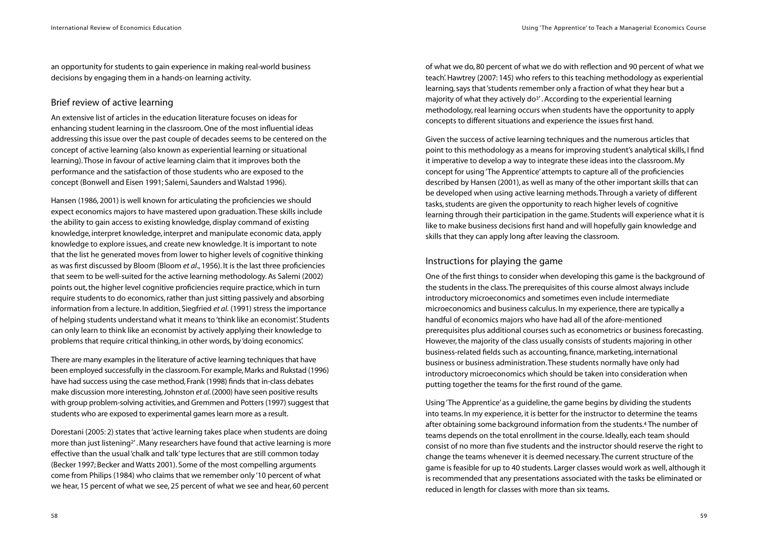an opportunity for students to gain experience in making real-world business decisions by engaging them in a hands-on learning activity.

## Brief review of active learning

An extensive list of articles in the education literature focuses on ideas for enhancing student learning in the classroom. One of the most influential ideas addressing this issue over the past couple of decades seems to be centered on the concept of active learning (also known as experiential learning or situational learning). Those in favour of active learning claim that it improves both the performance and the satisfaction of those students who are exposed to the concept (Bonwell and Eisen 1991; Salemi, Saunders and Walstad 1996).

Hansen (1986, 2001) is well known for articulating the proficiencies we should expect economics majors to have mastered upon graduation. These skills include the ability to gain access to existing knowledge, display command of existing knowledge, interpret knowledge, interpret and manipulate economic data, apply knowledge to explore issues, and create new knowledge. It is important to note that the list he generated moves from lower to higher levels of cognitive thinking as was first discussed by Bloom (Bloom *et al*., 1956). It is the last three proficiencies that seem to be well-suited for the active learning methodology. As Salemi (2002) points out, the higher level cognitive proficiencies require practice, which in turn require students to do economics, rather than just sitting passively and absorbing information from a lecture. In addition, Siegfried *et al.* (1991) stress the importance of helping students understand what it means to 'think like an economist'. Students can only learn to think like an economist by actively applying their knowledge to problems that require critical thinking, in other words, by 'doing economics'.

There are many examples in the literature of active learning techniques that have been employed successfully in the classroom. For example, Marks and Rukstad (1996) have had success using the case method, Frank (1998) finds that in-class debates make discussion more interesting, Johnston *et al*. (2000) have seen positive results with group problem-solving activities, and Gremmen and Potters (1997) suggest that students who are exposed to experimental games learn more as a result.

Dorestani (2005: 2) states that 'active learning takes place when students are doing more than just listening[2]'. Many researchers have found that active learning is more effective than the usual 'chalk and talk' type lectures that are still common today (Becker 1997; Becker and Watts 2001). Some of the most compelling arguments come from Philips (1984) who claims that we remember only '10 percent of what we hear, 15 percent of what we see, 25 percent of what we see and hear, 60 percent of what we do, 80 percent of what we do with reflection and 90 percent of what we teach'. Hawtrey (2007: 145) who refers to this teaching methodology as experiential learning, says that 'students remember only a fraction of what they hear but a majority of what they actively do[3]'. According to the experiential learning methodology, real learning occurs when students have the opportunity to apply concepts to different situations and experience the issues first hand.

Given the success of active learning techniques and the numerous articles that point to this methodology as a means for improving student's analytical skills, I find it imperative to develop a way to integrate these ideas into the classroom. My concept for using 'The Apprentice' attempts to capture all of the proficiencies described by Hansen (2001), as well as many of the other important skills that can be developed when using active learning methods. Through a variety of different tasks, students are given the opportunity to reach higher levels of cognitive learning through their participation in the game. Students will experience what it is like to make business decisions first hand and will hopefully gain knowledge and skills that they can apply long after leaving the classroom.

## Instructions for playing the game

One of the first things to consider when developing this game is the background of the students in the class. The prerequisites of this course almost always include introductory microeconomics and sometimes even include intermediate microeconomics and business calculus. In my experience, there are typically a handful of economics majors who have had all of the afore-mentioned prerequisites plus additional courses such as econometrics or business forecasting. However, the majority of the class usually consists of students majoring in other business-related fields such as accounting, finance, marketing, international business or business administration. These students normally have only had introductory microeconomics which should be taken into consideration when putting together the teams for the first round of the game.

Using 'The Apprentice' as a guideline, the game begins by dividing the students into teams. In my experience, it is better for the instructor to determine the teams after obtaining some background information from the students.[4] The number of teams depends on the total enrollment in the course. Ideally, each team should consist of no more than five students and the instructor should reserve the right to change the teams whenever it is deemed necessary. The current structure of the game is feasible for up to 40 students. Larger classes would work as well, although it is recommended that any presentations associated with the tasks be eliminated or reduced in length for classes with more than six teams.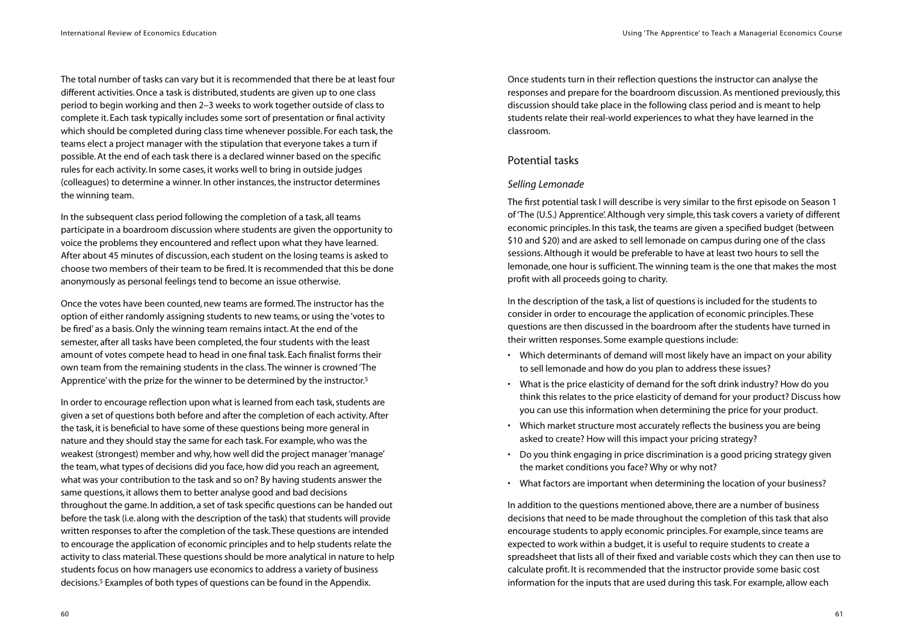The total number of tasks can vary but it is recommended that there be at least four different activities. Once a task is distributed, students are given up to one class period to begin working and then 2–3 weeks to work together outside of class to complete it. Each task typically includes some sort of presentation or final activity which should be completed during class time whenever possible. For each task, the teams elect a project manager with the stipulation that everyone takes a turn if possible. At the end of each task there is a declared winner based on the specific rules for each activity. In some cases, it works well to bring in outside judges (colleagues) to determine a winner. In other instances, the instructor determines the winning team.

In the subsequent class period following the completion of a task, all teams participate in a boardroom discussion where students are given the opportunity to voice the problems they encountered and reflect upon what they have learned. After about 45 minutes of discussion, each student on the losing teams is asked to choose two members of their team to be fired. It is recommended that this be done anonymously as personal feelings tend to become an issue otherwise.

Once the votes have been counted, new teams are formed. The instructor has the option of either randomly assigning students to new teams, or using the 'votes to be fired' as a basis. Only the winning team remains intact. At the end of the semester, after all tasks have been completed, the four students with the least amount of votes compete head to head in one final task. Each finalist forms their own team from the remaining students in the class. The winner is crowned 'The Apprentice' with the prize for the winner to be determined by the instructor.[5]

In order to encourage reflection upon what is learned from each task, students are given a set of questions both before and after the completion of each activity. After the task, it is beneficial to have some of these questions being more general in nature and they should stay the same for each task. For example, who was the weakest (strongest) member and why, how well did the project manager 'manage' the team, what types of decisions did you face, how did you reach an agreement, what was your contribution to the task and so on? By having students answer the same questions, it allows them to better analyse good and bad decisions throughout the game. In addition, a set of task specific questions can be handed out before the task (i.e. along with the description of the task) that students will provide written responses to after the completion of the task. These questions are intended to encourage the application of economic principles and to help students relate the activity to class material. These questions should be more analytical in nature to help students focus on how managers use economics to address a variety of business decisions.[5] Examples of both types of questions can be found in the Appendix.

Once students turn in their reflection questions the instructor can analyse the responses and prepare for the boardroom discussion. As mentioned previously, this discussion should take place in the following class period and is meant to help students relate their real-world experiences to what they have learned in the classroom.

## Potential tasks

### *Selling Lemonade*

The first potential task I will describe is very similar to the first episode on Season 1 of 'The (U.S.) Apprentice'. Although very simple, this task covers a variety of different economic principles. In this task, the teams are given a specified budget (between \$10 and \$20) and are asked to sell lemonade on campus during one of the class sessions. Although it would be preferable to have at least two hours to sell the lemonade, one hour is sufficient. The winning team is the one that makes the most profit with all proceeds going to charity.

In the description of the task, a list of questions is included for the students to consider in order to encourage the application of economic principles. These questions are then discussed in the boardroom after the students have turned in their written responses. Some example questions include:

- Which determinants of demand will most likely have an impact on your ability to sell lemonade and how do you plan to address these issues?
- What is the price elasticity of demand for the soft drink industry? How do you think this relates to the price elasticity of demand for your product? Discuss how you can use this information when determining the price for your product.
- Which market structure most accurately reflects the business you are being asked to create? How will this impact your pricing strategy?
- Do you think engaging in price discrimination is a good pricing strategy given the market conditions you face? Why or why not?
- What factors are important when determining the location of your business?

In addition to the questions mentioned above, there are a number of business decisions that need to be made throughout the completion of this task that also encourage students to apply economic principles. For example, since teams are expected to work within a budget, it is useful to require students to create a spreadsheet that lists all of their fixed and variable costs which they can then use to calculate profit. It is recommended that the instructor provide some basic cost information for the inputs that are used during this task. For example, allow each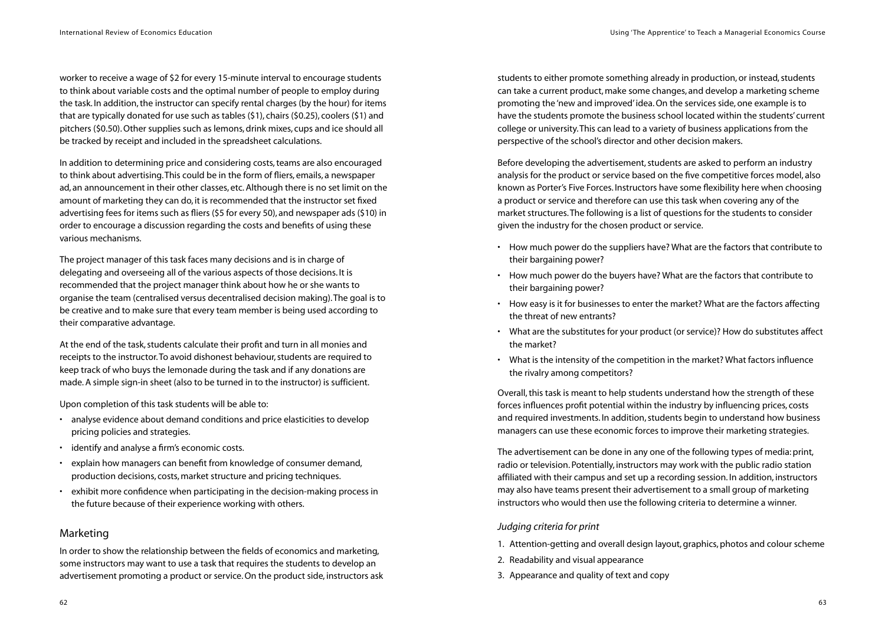worker to receive a wage of $2 for every 15-minute interval to encourage students to think about variable costs and the optimal number of people to employ during the task. In addition, the instructor can specify rental charges (by the hour) for items that are typically donated for use such as tables ($1), chairs ($0.25), coolers ($1) and pitchers ($0.50). Other supplies such as lemons, drink mixes, cups and ice should all be tracked by receipt and included in the spreadsheet calculations.

In addition to determining price and considering costs, teams are also encouraged to think about advertising. This could be in the form of fliers, emails, a newspaper ad, an announcement in their other classes, etc. Although there is no set limit on the amount of marketing they can do, it is recommended that the instructor set fixed advertising fees for items such as fliers ($5 for every 50), and newspaper ads ($10) in order to encourage a discussion regarding the costs and benefits of using these various mechanisms.

The project manager of this task faces many decisions and is in charge of delegating and overseeing all of the various aspects of those decisions. It is recommended that the project manager think about how he or she wants to organise the team (centralised versus decentralised decision making). The goal is to be creative and to make sure that every team member is being used according to their comparative advantage.

At the end of the task, students calculate their profit and turn in all monies and receipts to the instructor. To avoid dishonest behaviour, students are required to keep track of who buys the lemonade during the task and if any donations are made. A simple sign-in sheet (also to be turned in to the instructor) is sufficient.

Upon completion of this task students will be able to:

- analyse evidence about demand conditions and price elasticities to develop pricing policies and strategies.
- identify and analyse a firm's economic costs.
- explain how managers can benefit from knowledge of consumer demand, production decisions, costs, market structure and pricing techniques.
- exhibit more confidence when participating in the decision-making process in the future because of their experience working with others.

## Marketing

In order to show the relationship between the fields of economics and marketing, some instructors may want to use a task that requires the students to develop an advertisement promoting a product or service. On the product side, instructors ask students to either promote something already in production, or instead, students can take a current product, make some changes, and develop a marketing scheme promoting the 'new and improved' idea. On the services side, one example is to have the students promote the business school located within the students' current college or university. This can lead to a variety of business applications from the perspective of the school's director and other decision makers.

Before developing the advertisement, students are asked to perform an industry analysis for the product or service based on the five competitive forces model, also known as Porter's Five Forces. Instructors have some flexibility here when choosing a product or service and therefore can use this task when covering any of the market structures. The following is a list of questions for the students to consider given the industry for the chosen product or service.

- How much power do the suppliers have? What are the factors that contribute to their bargaining power?
- How much power do the buyers have? What are the factors that contribute to their bargaining power?
- How easy is it for businesses to enter the market? What are the factors affecting the threat of new entrants?
- What are the substitutes for your product (or service)? How do substitutes affect the market?
- What is the intensity of the competition in the market? What factors influence the rivalry among competitors?

Overall, this task is meant to help students understand how the strength of these forces influences profit potential within the industry by influencing prices, costs and required investments. In addition, students begin to understand how business managers can use these economic forces to improve their marketing strategies.

The advertisement can be done in any one of the following types of media: print, radio or television. Potentially, instructors may work with the public radio station affiliated with their campus and set up a recording session. In addition, instructors may also have teams present their advertisement to a small group of marketing instructors who would then use the following criteria to determine a winner.

### *Judging criteria for print*

1. Attention-getting and overall design layout, graphics, photos and colour scheme
2. Readability and visual appearance
3. Appearance and quality of text and copy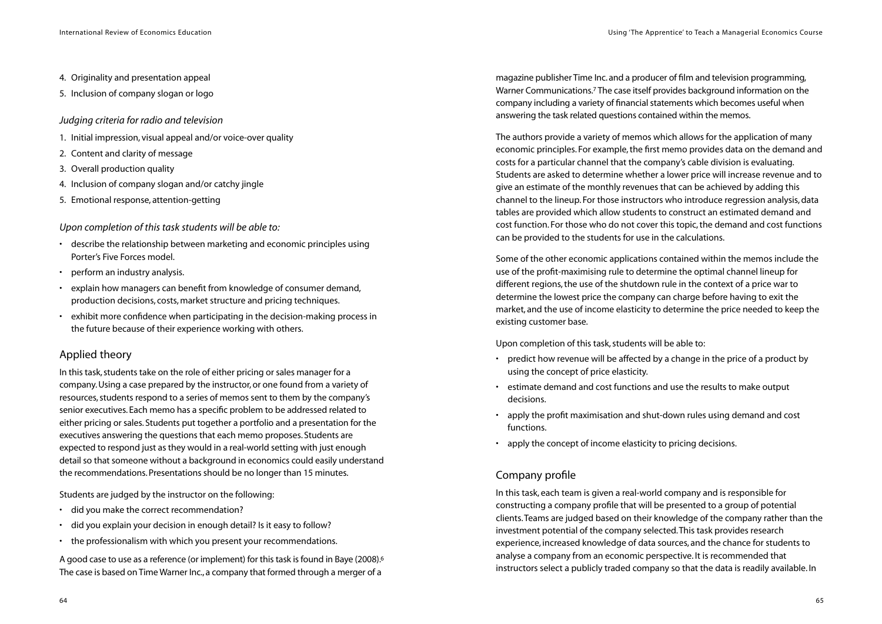4. Originality and presentation appeal
5. Inclusion of company slogan or logo

*Judging criteria for radio and television*

1. Initial impression, visual appeal and/or voice-over quality
2. Content and clarity of message
3. Overall production quality
4. Inclusion of company slogan and/or catchy jingle
5. Emotional response, attention-getting

*Upon completion of this task students will be able to:*

- describe the relationship between marketing and economic principles using Porter's Five Forces model.
- perform an industry analysis.
- explain how managers can benefit from knowledge of consumer demand, production decisions, costs, market structure and pricing techniques.
- exhibit more confidence when participating in the decision-making process in the future because of their experience working with others.

## Applied theory

In this task, students take on the role of either pricing or sales manager for a company. Using a case prepared by the instructor, or one found from a variety of resources, students respond to a series of memos sent to them by the company's senior executives. Each memo has a specific problem to be addressed related to either pricing or sales. Students put together a portfolio and a presentation for the executives answering the questions that each memo proposes. Students are expected to respond just as they would in a real-world setting with just enough detail so that someone without a background in economics could easily understand the recommendations. Presentations should be no longer than 15 minutes.

Students are judged by the instructor on the following:

- did you make the correct recommendation?
- did you explain your decision in enough detail? Is it easy to follow?
- the professionalism with which you present your recommendations.

A good case to use as a reference (or implement) for this task is found in Baye (2008).[6] The case is based on Time Warner Inc., a company that formed through a merger of a magazine publisher Time Inc. and a producer of film and television programming, Warner Communications.[7] The case itself provides background information on the company including a variety of financial statements which becomes useful when answering the task related questions contained within the memos.

The authors provide a variety of memos which allows for the application of many economic principles. For example, the first memo provides data on the demand and costs for a particular channel that the company's cable division is evaluating. Students are asked to determine whether a lower price will increase revenue and to give an estimate of the monthly revenues that can be achieved by adding this channel to the lineup. For those instructors who introduce regression analysis, data tables are provided which allow students to construct an estimated demand and cost function. For those who do not cover this topic, the demand and cost functions can be provided to the students for use in the calculations.

Some of the other economic applications contained within the memos include the use of the profit-maximising rule to determine the optimal channel lineup for different regions, the use of the shutdown rule in the context of a price war to determine the lowest price the company can charge before having to exit the market, and the use of income elasticity to determine the price needed to keep the existing customer base.

Upon completion of this task, students will be able to:

- predict how revenue will be affected by a change in the price of a product by using the concept of price elasticity.
- estimate demand and cost functions and use the results to make output decisions.
- apply the profit maximisation and shut-down rules using demand and cost functions.
- apply the concept of income elasticity to pricing decisions.

## Company profile

In this task, each team is given a real-world company and is responsible for constructing a company profile that will be presented to a group of potential clients. Teams are judged based on their knowledge of the company rather than the investment potential of the company selected. This task provides research experience, increased knowledge of data sources, and the chance for students to analyse a company from an economic perspective. It is recommended that instructors select a publicly traded company so that the data is readily available. In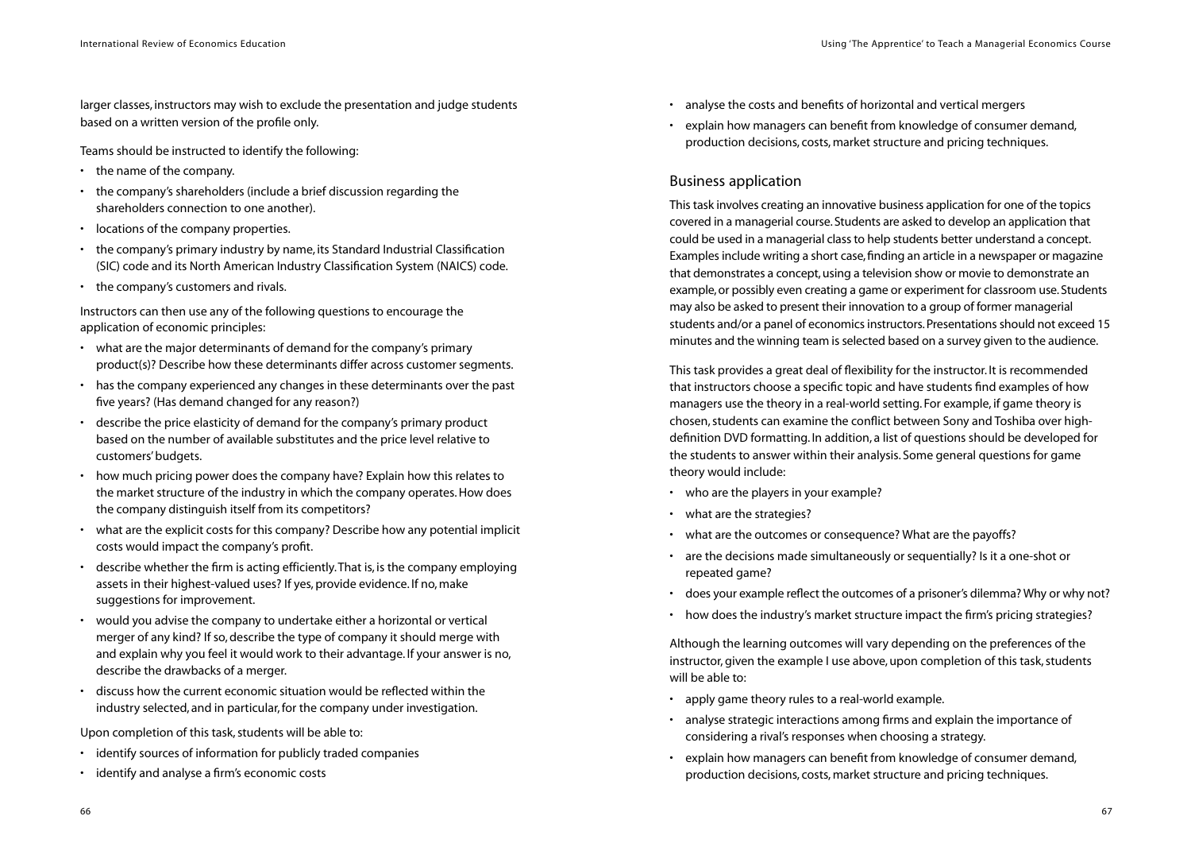larger classes, instructors may wish to exclude the presentation and judge students based on a written version of the profile only.

Teams should be instructed to identify the following:

- the name of the company.
- the company's shareholders (include a brief discussion regarding the shareholders connection to one another).
- locations of the company properties.
- the company's primary industry by name, its Standard Industrial Classification (SIC) code and its North American Industry Classification System (NAICS) code.
- the company's customers and rivals.

Instructors can then use any of the following questions to encourage the application of economic principles:

- what are the major determinants of demand for the company's primary product(s)? Describe how these determinants differ across customer segments.
- has the company experienced any changes in these determinants over the past five years? (Has demand changed for any reason?)
- describe the price elasticity of demand for the company's primary product based on the number of available substitutes and the price level relative to customers' budgets.
- how much pricing power does the company have? Explain how this relates to the market structure of the industry in which the company operates. How does the company distinguish itself from its competitors?
- what are the explicit costs for this company? Describe how any potential implicit costs would impact the company's profit.
- describe whether the firm is acting efficiently. That is, is the company employing assets in their highest-valued uses? If yes, provide evidence. If no, make suggestions for improvement.
- would you advise the company to undertake either a horizontal or vertical merger of any kind? If so, describe the type of company it should merge with and explain why you feel it would work to their advantage. If your answer is no, describe the drawbacks of a merger.
- discuss how the current economic situation would be reflected within the industry selected, and in particular, for the company under investigation.

Upon completion of this task, students will be able to:

- identify sources of information for publicly traded companies
- identify and analyse a firm's economic costs
- analyse the costs and benefits of horizontal and vertical mergers
- explain how managers can benefit from knowledge of consumer demand, production decisions, costs, market structure and pricing techniques.

## Business application

This task involves creating an innovative business application for one of the topics covered in a managerial course. Students are asked to develop an application that could be used in a managerial class to help students better understand a concept. Examples include writing a short case, finding an article in a newspaper or magazine that demonstrates a concept, using a television show or movie to demonstrate an example, or possibly even creating a game or experiment for classroom use. Students may also be asked to present their innovation to a group of former managerial students and/or a panel of economics instructors. Presentations should not exceed 15 minutes and the winning team is selected based on a survey given to the audience.

This task provides a great deal of flexibility for the instructor. It is recommended that instructors choose a specific topic and have students find examples of how managers use the theory in a real-world setting. For example, if game theory is chosen, students can examine the conflict between Sony and Toshiba over high-definition DVD formatting. In addition, a list of questions should be developed for the students to answer within their analysis. Some general questions for game theory would include:

- who are the players in your example?
- what are the strategies?
- what are the outcomes or consequence? What are the payoffs?
- are the decisions made simultaneously or sequentially? Is it a one-shot or repeated game?
- does your example reflect the outcomes of a prisoner's dilemma? Why or why not?
- how does the industry's market structure impact the firm's pricing strategies?

Although the learning outcomes will vary depending on the preferences of the instructor, given the example I use above, upon completion of this task, students will be able to:

- apply game theory rules to a real-world example.
- analyse strategic interactions among firms and explain the importance of considering a rival's responses when choosing a strategy.
- explain how managers can benefit from knowledge of consumer demand, production decisions, costs, market structure and pricing techniques.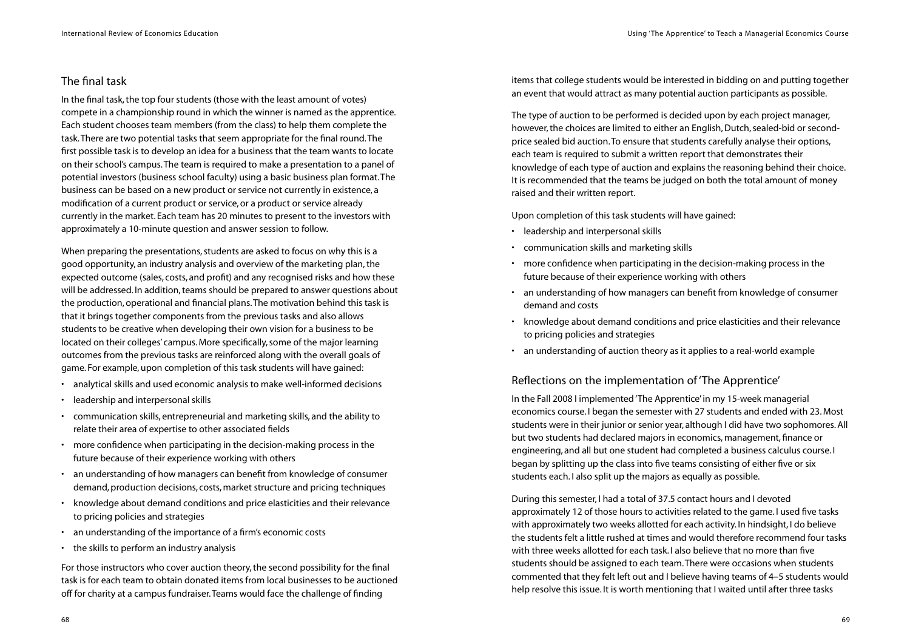## The final task

In the final task, the top four students (those with the least amount of votes) compete in a championship round in which the winner is named as the apprentice. Each student chooses team members (from the class) to help them complete the task. There are two potential tasks that seem appropriate for the final round. The first possible task is to develop an idea for a business that the team wants to locate on their school's campus. The team is required to make a presentation to a panel of potential investors (business school faculty) using a basic business plan format. The business can be based on a new product or service not currently in existence, a modification of a current product or service, or a product or service already currently in the market. Each team has 20 minutes to present to the investors with approximately a 10-minute question and answer session to follow.

When preparing the presentations, students are asked to focus on why this is a good opportunity, an industry analysis and overview of the marketing plan, the expected outcome (sales, costs, and profit) and any recognised risks and how these will be addressed. In addition, teams should be prepared to answer questions about the production, operational and financial plans. The motivation behind this task is that it brings together components from the previous tasks and also allows students to be creative when developing their own vision for a business to be located on their colleges' campus. More specifically, some of the major learning outcomes from the previous tasks are reinforced along with the overall goals of game. For example, upon completion of this task students will have gained:

- analytical skills and used economic analysis to make well-informed decisions
- leadership and interpersonal skills
- communication skills, entrepreneurial and marketing skills, and the ability to relate their area of expertise to other associated fields
- more confidence when participating in the decision-making process in the future because of their experience working with others
- an understanding of how managers can benefit from knowledge of consumer demand, production decisions, costs, market structure and pricing techniques
- knowledge about demand conditions and price elasticities and their relevance to pricing policies and strategies
- an understanding of the importance of a firm's economic costs
- the skills to perform an industry analysis

For those instructors who cover auction theory, the second possibility for the final task is for each team to obtain donated items from local businesses to be auctioned off for charity at a campus fundraiser. Teams would face the challenge of finding items that college students would be interested in bidding on and putting together an event that would attract as many potential auction participants as possible.

The type of auction to be performed is decided upon by each project manager, however, the choices are limited to either an English, Dutch, sealed-bid or second-price sealed bid auction. To ensure that students carefully analyse their options, each team is required to submit a written report that demonstrates their knowledge of each type of auction and explains the reasoning behind their choice. It is recommended that the teams be judged on both the total amount of money raised and their written report.

Upon completion of this task students will have gained:

- leadership and interpersonal skills
- communication skills and marketing skills
- more confidence when participating in the decision-making process in the future because of their experience working with others
- an understanding of how managers can benefit from knowledge of consumer demand and costs
- knowledge about demand conditions and price elasticities and their relevance to pricing policies and strategies
- an understanding of auction theory as it applies to a real-world example

## Reflections on the implementation of 'The Apprentice'

In the Fall 2008 I implemented 'The Apprentice' in my 15-week managerial economics course. I began the semester with 27 students and ended with 23. Most students were in their junior or senior year, although I did have two sophomores. All but two students had declared majors in economics, management, finance or engineering, and all but one student had completed a business calculus course. I began by splitting up the class into five teams consisting of either five or six students each. I also split up the majors as equally as possible.

During this semester, I had a total of 37.5 contact hours and I devoted approximately 12 of those hours to activities related to the game. I used five tasks with approximately two weeks allotted for each activity. In hindsight, I do believe the students felt a little rushed at times and would therefore recommend four tasks with three weeks allotted for each task. I also believe that no more than five students should be assigned to each team. There were occasions when students commented that they felt left out and I believe having teams of 4–5 students would help resolve this issue. It is worth mentioning that I waited until after three tasks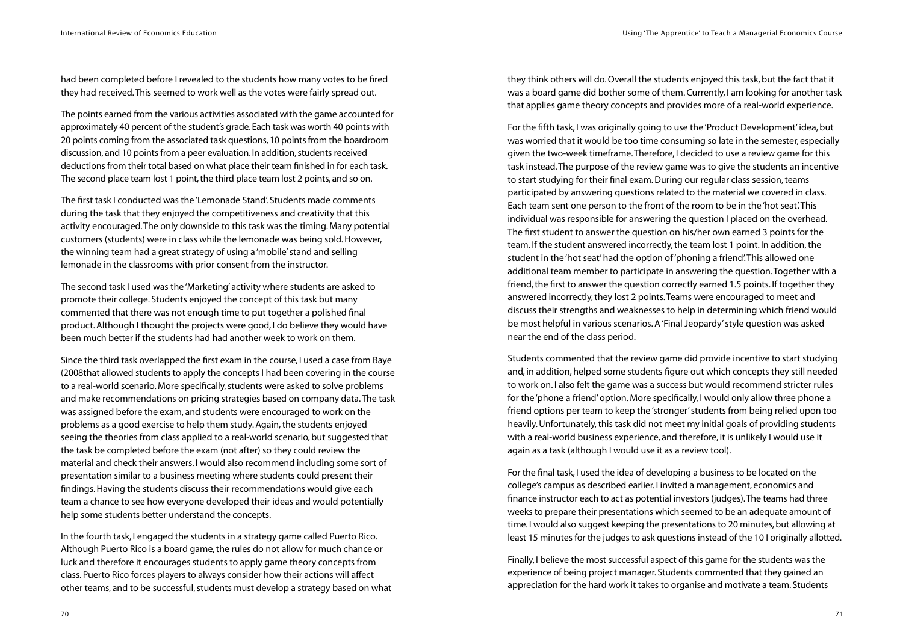had been completed before I revealed to the students how many votes to be fired they had received. This seemed to work well as the votes were fairly spread out.

The points earned from the various activities associated with the game accounted for approximately 40 percent of the student's grade. Each task was worth 40 points with 20 points coming from the associated task questions, 10 points from the boardroom discussion, and 10 points from a peer evaluation. In addition, students received deductions from their total based on what place their team finished in for each task. The second place team lost 1 point, the third place team lost 2 points, and so on.

The first task I conducted was the 'Lemonade Stand'. Students made comments during the task that they enjoyed the competitiveness and creativity that this activity encouraged. The only downside to this task was the timing. Many potential customers (students) were in class while the lemonade was being sold. However, the winning team had a great strategy of using a 'mobile' stand and selling lemonade in the classrooms with prior consent from the instructor.

The second task I used was the 'Marketing' activity where students are asked to promote their college. Students enjoyed the concept of this task but many commented that there was not enough time to put together a polished final product. Although I thought the projects were good, I do believe they would have been much better if the students had had another week to work on them.

Since the third task overlapped the first exam in the course, I used a case from Baye (2008that allowed students to apply the concepts I had been covering in the course to a real-world scenario. More specifically, students were asked to solve problems and make recommendations on pricing strategies based on company data. The task was assigned before the exam, and students were encouraged to work on the problems as a good exercise to help them study. Again, the students enjoyed seeing the theories from class applied to a real-world scenario, but suggested that the task be completed before the exam (not after) so they could review the material and check their answers. I would also recommend including some sort of presentation similar to a business meeting where students could present their findings. Having the students discuss their recommendations would give each team a chance to see how everyone developed their ideas and would potentially help some students better understand the concepts.

In the fourth task, I engaged the students in a strategy game called Puerto Rico. Although Puerto Rico is a board game, the rules do not allow for much chance or luck and therefore it encourages students to apply game theory concepts from class. Puerto Rico forces players to always consider how their actions will affect other teams, and to be successful, students must develop a strategy based on what they think others will do. Overall the students enjoyed this task, but the fact that it was a board game did bother some of them. Currently, I am looking for another task that applies game theory concepts and provides more of a real-world experience.

For the fifth task, I was originally going to use the 'Product Development' idea, but was worried that it would be too time consuming so late in the semester, especially given the two-week timeframe. Therefore, I decided to use a review game for this task instead. The purpose of the review game was to give the students an incentive to start studying for their final exam. During our regular class session, teams participated by answering questions related to the material we covered in class. Each team sent one person to the front of the room to be in the 'hot seat'. This individual was responsible for answering the question I placed on the overhead. The first student to answer the question on his/her own earned 3 points for the team. If the student answered incorrectly, the team lost 1 point. In addition, the student in the 'hot seat' had the option of 'phoning a friend'. This allowed one additional team member to participate in answering the question. Together with a friend, the first to answer the question correctly earned 1.5 points. If together they answered incorrectly, they lost 2 points. Teams were encouraged to meet and discuss their strengths and weaknesses to help in determining which friend would be most helpful in various scenarios. A 'Final Jeopardy' style question was asked near the end of the class period.

Students commented that the review game did provide incentive to start studying and, in addition, helped some students figure out which concepts they still needed to work on. I also felt the game was a success but would recommend stricter rules for the 'phone a friend' option. More specifically, I would only allow three phone a friend options per team to keep the 'stronger' students from being relied upon too heavily. Unfortunately, this task did not meet my initial goals of providing students with a real-world business experience, and therefore, it is unlikely I would use it again as a task (although I would use it as a review tool).

For the final task, I used the idea of developing a business to be located on the college's campus as described earlier. I invited a management, economics and finance instructor each to act as potential investors (judges). The teams had three weeks to prepare their presentations which seemed to be an adequate amount of time. I would also suggest keeping the presentations to 20 minutes, but allowing at least 15 minutes for the judges to ask questions instead of the 10 I originally allotted.

Finally, I believe the most successful aspect of this game for the students was the experience of being project manager. Students commented that they gained an appreciation for the hard work it takes to organise and motivate a team. Students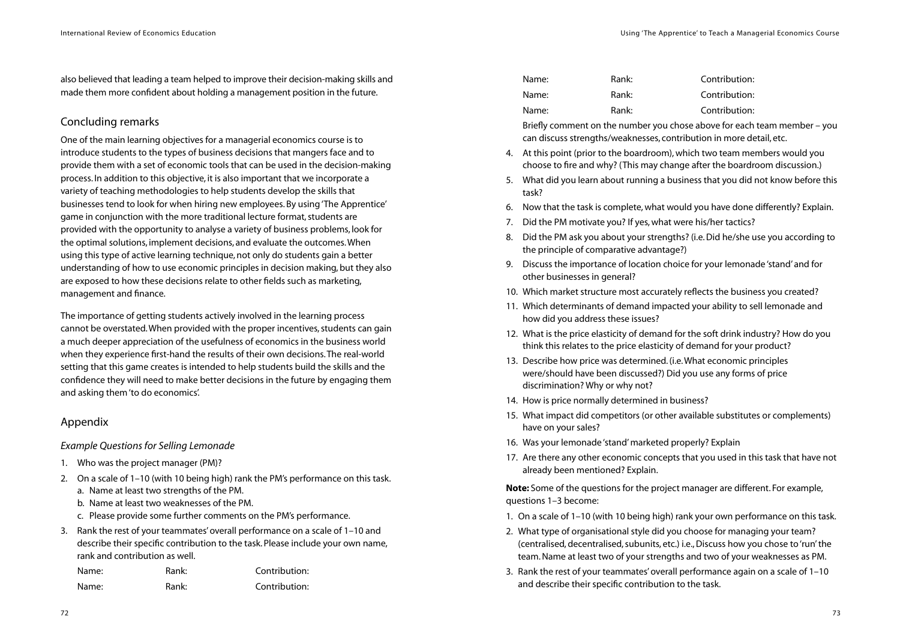also believed that leading a team helped to improve their decision-making skills and made them more confident about holding a management position in the future.

## Concluding remarks

One of the main learning objectives for a managerial economics course is to introduce students to the types of business decisions that mangers face and to provide them with a set of economic tools that can be used in the decision-making process. In addition to this objective, it is also important that we incorporate a variety of teaching methodologies to help students develop the skills that businesses tend to look for when hiring new employees. By using 'The Apprentice' game in conjunction with the more traditional lecture format, students are provided with the opportunity to analyse a variety of business problems, look for the optimal solutions, implement decisions, and evaluate the outcomes. When using this type of active learning technique, not only do students gain a better understanding of how to use economic principles in decision making, but they also are exposed to how these decisions relate to other fields such as marketing, management and finance.

The importance of getting students actively involved in the learning process cannot be overstated. When provided with the proper incentives, students can gain a much deeper appreciation of the usefulness of economics in the business world when they experience first-hand the results of their own decisions. The real-world setting that this game creates is intended to help students build the skills and the confidence they will need to make better decisions in the future by engaging them and asking them 'to do economics'.

## Appendix

### *Example Questions for Selling Lemonade*

1. Who was the project manager (PM)?
2. On a scale of 1–10 (with 10 being high) rank the PM's performance on this task.
   a. Name at least two strengths of the PM.
   b. Name at least two weaknesses of the PM.
   c. Please provide some further comments on the PM's performance.
3. Rank the rest of your teammates' overall performance on a scale of 1–10 and describe their specific contribution to the task. Please include your own name, rank and contribution as well.

   Name: Rank: Contribution:
   Name: Rank: Contribution:
   Name: Rank: Contribution:
   Name: Rank: Contribution:
   Name: Rank: Contribution:

   Briefly comment on the number you chose above for each team member – you can discuss strengths/weaknesses, contribution in more detail, etc.
4. At this point (prior to the boardroom), which two team members would you choose to fire and why? (This may change after the boardroom discussion.)
5. What did you learn about running a business that you did not know before this task?
6. Now that the task is complete, what would you have done differently? Explain.
7. Did the PM motivate you? If yes, what were his/her tactics?
8. Did the PM ask you about your strengths? (i.e. Did he/she use you according to the principle of comparative advantage?)
9. Discuss the importance of location choice for your lemonade 'stand' and for other businesses in general?
10. Which market structure most accurately reflects the business you created?
11. Which determinants of demand impacted your ability to sell lemonade and how did you address these issues?
12. What is the price elasticity of demand for the soft drink industry? How do you think this relates to the price elasticity of demand for your product?
13. Describe how price was determined. (i.e. What economic principles were/should have been discussed?) Did you use any forms of price discrimination? Why or why not?
14. How is price normally determined in business?
15. What impact did competitors (or other available substitutes or complements) have on your sales?
16. Was your lemonade 'stand' marketed properly? Explain
17. Are there any other economic concepts that you used in this task that have not already been mentioned? Explain.

**Note:** Some of the questions for the project manager are different. For example, questions 1–3 become:

1. On a scale of 1–10 (with 10 being high) rank your own performance on this task.
2. What type of organisational style did you choose for managing your team? (centralised, decentralised, subunits, etc.) i.e., Discuss how you chose to 'run' the team. Name at least two of your strengths and two of your weaknesses as PM.
3. Rank the rest of your teammates' overall performance again on a scale of 1–10 and describe their specific contribution to the task.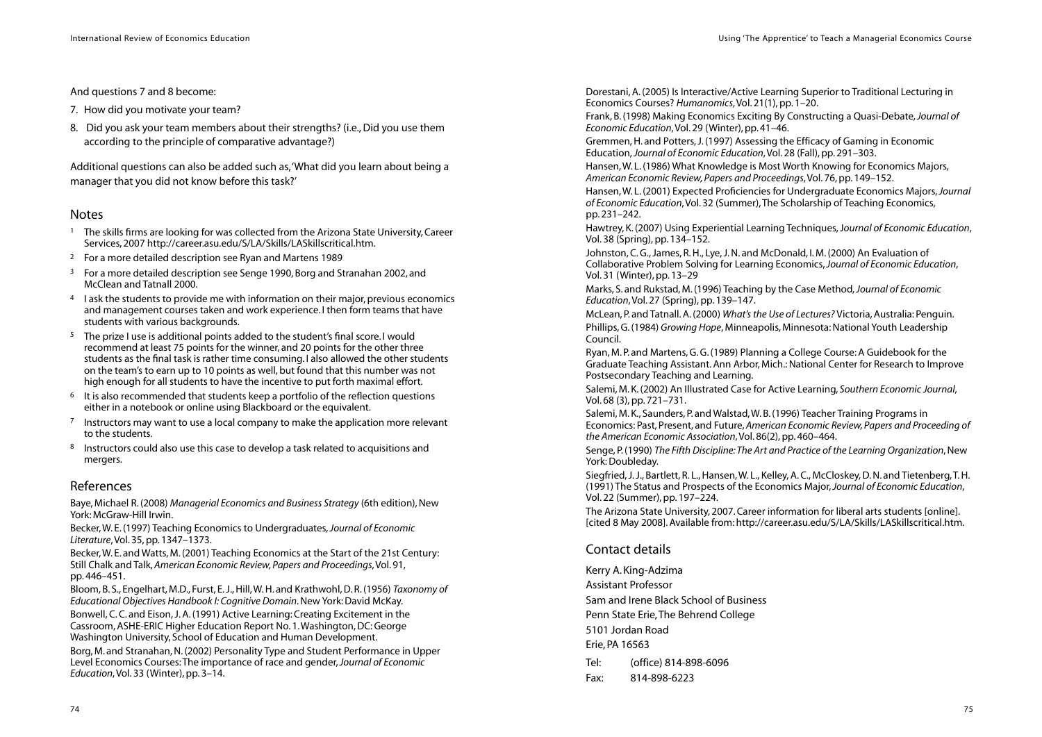And questions 7 and 8 become:

7. How did you motivate your team?
8. Did you ask your team members about their strengths? (i.e., Did you use them according to the principle of comparative advantage?)

Additional questions can also be added such as, 'What did you learn about being a manager that you did not know before this task?'

## Notes

1. The skills firms are looking for was collected from the Arizona State University, Career Services, 2007 http://career.asu.edu/S/LA/Skills/LASkillscritical.htm.
2. For a more detailed description see Ryan and Martens 1989
3. For a more detailed description see Senge 1990, Borg and Stranahan 2002, and McClean and Tatnall 2000.
4. I ask the students to provide me with information on their major, previous economics and management courses taken and work experience. I then form teams that have students with various backgrounds.
5. The prize I use is additional points added to the student's final score. I would recommend at least 75 points for the winner, and 20 points for the other three students as the final task is rather time consuming. I also allowed the other students on the team's to earn up to 10 points as well, but found that this number was not high enough for all students to have the incentive to put forth maximal effort.
6. It is also recommended that students keep a portfolio of the reflection questions either in a notebook or online using Blackboard or the equivalent.
7. Instructors may want to use a local company to make the application more relevant to the students.
8. Instructors could also use this case to develop a task related to acquisitions and mergers.

## References

Baye, Michael R. (2008) *Managerial Economics and Business Strategy* (6th edition), New York: McGraw-Hill Irwin.

Becker, W. E. (1997) Teaching Economics to Undergraduates, *Journal of Economic Literature*, Vol. 35, pp. 1347–1373.

Becker, W. E. and Watts, M. (2001) Teaching Economics at the Start of the 21st Century: Still Chalk and Talk, *American Economic Review, Papers and Proceedings*, Vol. 91, pp. 446–451.

Bloom, B. S., Engelhart, M.D., Furst, E. J., Hill, W. H. and Krathwohl, D. R. (1956) *Taxonomy of Educational Objectives Handbook I: Cognitive Domain*. New York: David McKay.

Bonwell, C. C. and Eison, J. A. (1991) Active Learning: Creating Excitement in the Cassroom, ASHE-ERIC Higher Education Report No. 1. Washington, DC: George Washington University, School of Education and Human Development.

Borg, M. and Stranahan, N. (2002) Personality Type and Student Performance in Upper Level Economics Courses: The importance of race and gender, *Journal of Economic Education*, Vol. 33 (Winter), pp. 3–14.

Dorestani, A. (2005) Is Interactive/Active Learning Superior to Traditional Lecturing in Economics Courses? *Humanomics*, Vol. 21(1), pp. 1–20.

Frank, B. (1998) Making Economics Exciting By Constructing a Quasi-Debate, *Journal of Economic Education*, Vol. 29 (Winter), pp. 41–46.

Gremmen, H. and Potters, J. (1997) Assessing the Efficacy of Gaming in Economic Education, *Journal of Economic Education*, Vol. 28 (Fall), pp. 291–303.

Hansen, W. L. (1986) What Knowledge is Most Worth Knowing for Economics Majors, *American Economic Review, Papers and Proceedings*, Vol. 76, pp. 149–152.

Hansen, W. L. (2001) Expected Proficiencies for Undergraduate Economics Majors, *Journal of Economic Education*, Vol. 32 (Summer), The Scholarship of Teaching Economics, pp. 231–242.

Hawtrey, K. (2007) Using Experiential Learning Techniques, J*ournal of Economic Education*, Vol. 38 (Spring), pp. 134–152.

Johnston, C. G., James, R. H., Lye, J. N. and McDonald, I. M. (2000) An Evaluation of Collaborative Problem Solving for Learning Economics, *Journal of Economic Education*, Vol. 31 (Winter), pp. 13–29

Marks, S. and Rukstad, M. (1996) Teaching by the Case Method, *Journal of Economic Education*, Vol. 27 (Spring), pp. 139–147.

McLean, P. and Tatnall. A. (2000) *What's the Use of Lectures?* Victoria, Australia: Penguin.

Phillips, G. (1984) *Growing Hope*, Minneapolis, Minnesota: National Youth Leadership Council.

Ryan, M. P. and Martens, G. G. (1989) Planning a College Course: A Guidebook for the Graduate Teaching Assistant. Ann Arbor, Mich.: National Center for Research to Improve Postsecondary Teaching and Learning.

Salemi, M. K. (2002) An Illustrated Case for Active Learning, *Southern Economic Journal*, Vol. 68 (3), pp. 721–731.

Salemi, M. K., Saunders, P. and Walstad, W. B. (1996) Teacher Training Programs in Economics: Past, Present, and Future, *American Economic Review, Papers and Proceeding of the American Economic Association*, Vol. 86(2), pp. 460–464.

Senge, P. (1990) *The Fifth Discipline: The Art and Practice of the Learning Organization*, New York: Doubleday.

Siegfried, J. J., Bartlett, R. L., Hansen, W. L., Kelley, A. C., McCloskey, D. N. and Tietenberg, T. H. (1991) The Status and Prospects of the Economics Major, *Journal of Economic Education*, Vol. 22 (Summer), pp. 197–224.

The Arizona State University, 2007. Career information for liberal arts students [online]. [cited 8 May 2008]. Available from: http://career.asu.edu/S/LA/Skills/LASkillscritical.htm.

## Contact details

Kerry A. King-Adzima
Assistant Professor
Sam and Irene Black School of Business
Penn State Erie, The Behrend College
5101 Jordan Road
Erie, PA 16563

Tel: (office) 814-898-6096
Fax: 814-898-6223